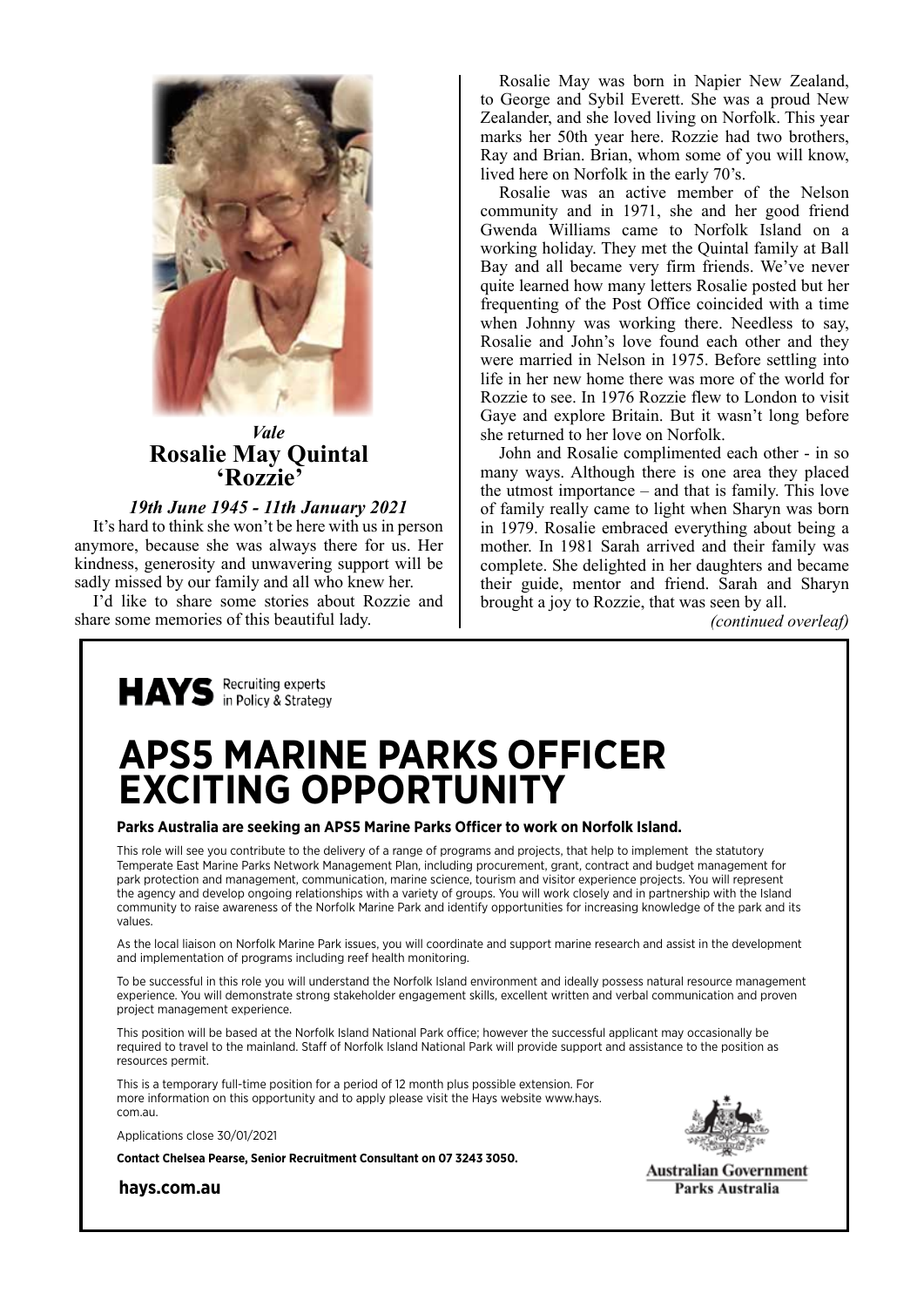*Vale*

## Rosalie May Quintal 'Rozzie'

***19th June 1945 - 11th January 2021***

It's hard to think she won't be here with us in person anymore, because she was always there for us. Her kindness, generosity and unwavering support will be sadly missed by our family and all who knew her.

I'd like to share some stories about Rozzie and share some memories of this beautiful lady.

Rosalie May was born in Napier New Zealand, to George and Sybil Everett. She was a proud New Zealander, and she loved living on Norfolk. This year marks her 50th year here. Rozzie had two brothers, Ray and Brian. Brian, whom some of you will know, lived here on Norfolk in the early 70's.

Rosalie was an active member of the Nelson community and in 1971, she and her good friend Gwenda Williams came to Norfolk Island on a working holiday. They met the Quintal family at Ball Bay and all became very firm friends. We've never quite learned how many letters Rosalie posted but her frequenting of the Post Office coincided with a time when Johnny was working there. Needless to say, Rosalie and John's love found each other and they were married in Nelson in 1975. Before settling into life in her new home there was more of the world for Rozzie to see. In 1976 Rozzie flew to London to visit Gaye and explore Britain. But it wasn't long before she returned to her love on Norfolk.

John and Rosalie complimented each other - in so many ways. Although there is one area they placed the utmost importance – and that is family. This love of family really came to light when Sharyn was born in 1979. Rosalie embraced everything about being a mother. In 1981 Sarah arrived and their family was complete. She delighted in her daughters and became their guide, mentor and friend. Sarah and Sharyn brought a joy to Rozzie, that was seen by all.

*(continued overleaf)*

---

**HAYS** Recruiting experts in Policy & Strategy

# APS5 MARINE PARKS OFFICER EXCITING OPPORTUNITY

**Parks Australia are seeking an APS5 Marine Parks Officer to work on Norfolk Island.**

This role will see you contribute to the delivery of a range of programs and projects, that help to implement the statutory Temperate East Marine Parks Network Management Plan, including procurement, grant, contract and budget management for park protection and management, communication, marine science, tourism and visitor experience projects. You will represent the agency and develop ongoing relationships with a variety of groups. You will work closely and in partnership with the Island community to raise awareness of the Norfolk Marine Park and identify opportunities for increasing knowledge of the park and its values.

As the local liaison on Norfolk Marine Park issues, you will coordinate and support marine research and assist in the development and implementation of programs including reef health monitoring.

To be successful in this role you will understand the Norfolk Island environment and ideally possess natural resource management experience. You will demonstrate strong stakeholder engagement skills, excellent written and verbal communication and proven project management experience.

This position will be based at the Norfolk Island National Park office; however the successful applicant may occasionally be required to travel to the mainland. Staff of Norfolk Island National Park will provide support and assistance to the position as resources permit.

This is a temporary full-time position for a period of 12 month plus possible extension. For more information on this opportunity and to apply please visit the Hays website www.hays.com.au.

Applications close 30/01/2021

**Contact Chelsea Pearse, Senior Recruitment Consultant on 07 3243 3050.**

**hays.com.au**

Australian Government
Parks Australia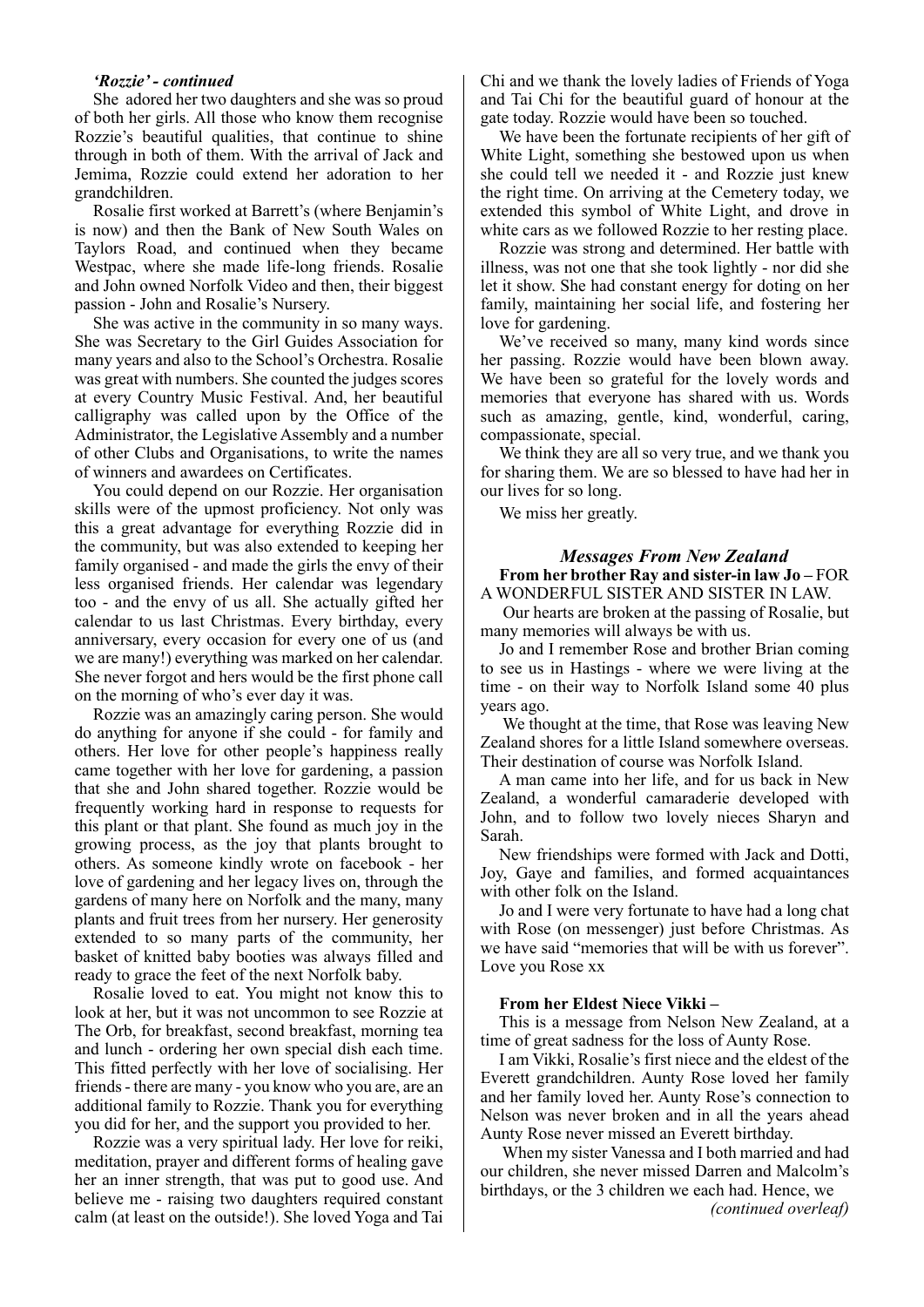***'Rozzie' - continued***

She adored her two daughters and she was so proud of both her girls. All those who know them recognise Rozzie's beautiful qualities, that continue to shine through in both of them. With the arrival of Jack and Jemima, Rozzie could extend her adoration to her grandchildren.

Rosalie first worked at Barrett's (where Benjamin's is now) and then the Bank of New South Wales on Taylors Road, and continued when they became Westpac, where she made life-long friends. Rosalie and John owned Norfolk Video and then, their biggest passion - John and Rosalie's Nursery.

She was active in the community in so many ways. She was Secretary to the Girl Guides Association for many years and also to the School's Orchestra. Rosalie was great with numbers. She counted the judges scores at every Country Music Festival. And, her beautiful calligraphy was called upon by the Office of the Administrator, the Legislative Assembly and a number of other Clubs and Organisations, to write the names of winners and awardees on Certificates.

You could depend on our Rozzie. Her organisation skills were of the upmost proficiency. Not only was this a great advantage for everything Rozzie did in the community, but was also extended to keeping her family organised - and made the girls the envy of their less organised friends. Her calendar was legendary too - and the envy of us all. She actually gifted her calendar to us last Christmas. Every birthday, every anniversary, every occasion for every one of us (and we are many!) everything was marked on her calendar. She never forgot and hers would be the first phone call on the morning of who's ever day it was.

Rozzie was an amazingly caring person. She would do anything for anyone if she could - for family and others. Her love for other people's happiness really came together with her love for gardening, a passion that she and John shared together. Rozzie would be frequently working hard in response to requests for this plant or that plant. She found as much joy in the growing process, as the joy that plants brought to others. As someone kindly wrote on facebook - her love of gardening and her legacy lives on, through the gardens of many here on Norfolk and the many, many plants and fruit trees from her nursery. Her generosity extended to so many parts of the community, her basket of knitted baby booties was always filled and ready to grace the feet of the next Norfolk baby.

Rosalie loved to eat. You might not know this to look at her, but it was not uncommon to see Rozzie at The Orb, for breakfast, second breakfast, morning tea and lunch - ordering her own special dish each time. This fitted perfectly with her love of socialising. Her friends - there are many - you know who you are, are an additional family to Rozzie. Thank you for everything you did for her, and the support you provided to her.

Rozzie was a very spiritual lady. Her love for reiki, meditation, prayer and different forms of healing gave her an inner strength, that was put to good use. And believe me - raising two daughters required constant calm (at least on the outside!). She loved Yoga and Tai Chi and we thank the lovely ladies of Friends of Yoga and Tai Chi for the beautiful guard of honour at the gate today. Rozzie would have been so touched.

We have been the fortunate recipients of her gift of White Light, something she bestowed upon us when she could tell we needed it - and Rozzie just knew the right time. On arriving at the Cemetery today, we extended this symbol of White Light, and drove in white cars as we followed Rozzie to her resting place.

Rozzie was strong and determined. Her battle with illness, was not one that she took lightly - nor did she let it show. She had constant energy for doting on her family, maintaining her social life, and fostering her love for gardening.

We've received so many, many kind words since her passing. Rozzie would have been blown away. We have been so grateful for the lovely words and memories that everyone has shared with us. Words such as amazing, gentle, kind, wonderful, caring, compassionate, special.

We think they are all so very true, and we thank you for sharing them. We are so blessed to have had her in our lives for so long.

We miss her greatly.

### *Messages From New Zealand*

**From her brother Ray and sister-in law Jo –** FOR A WONDERFUL SISTER AND SISTER IN LAW.

Our hearts are broken at the passing of Rosalie, but many memories will always be with us.

Jo and I remember Rose and brother Brian coming to see us in Hastings - where we were living at the time - on their way to Norfolk Island some 40 plus years ago.

We thought at the time, that Rose was leaving New Zealand shores for a little Island somewhere overseas. Their destination of course was Norfolk Island.

A man came into her life, and for us back in New Zealand, a wonderful camaraderie developed with John, and to follow two lovely nieces Sharyn and Sarah.

New friendships were formed with Jack and Dotti, Joy, Gaye and families, and formed acquaintances with other folk on the Island.

Jo and I were very fortunate to have had a long chat with Rose (on messenger) just before Christmas. As we have said "memories that will be with us forever". Love you Rose xx

**From her Eldest Niece Vikki –**

This is a message from Nelson New Zealand, at a time of great sadness for the loss of Aunty Rose.

I am Vikki, Rosalie's first niece and the eldest of the Everett grandchildren. Aunty Rose loved her family and her family loved her. Aunty Rose's connection to Nelson was never broken and in all the years ahead Aunty Rose never missed an Everett birthday.

When my sister Vanessa and I both married and had our children, she never missed Darren and Malcolm's birthdays, or the 3 children we each had. Hence, we

*(continued overleaf)*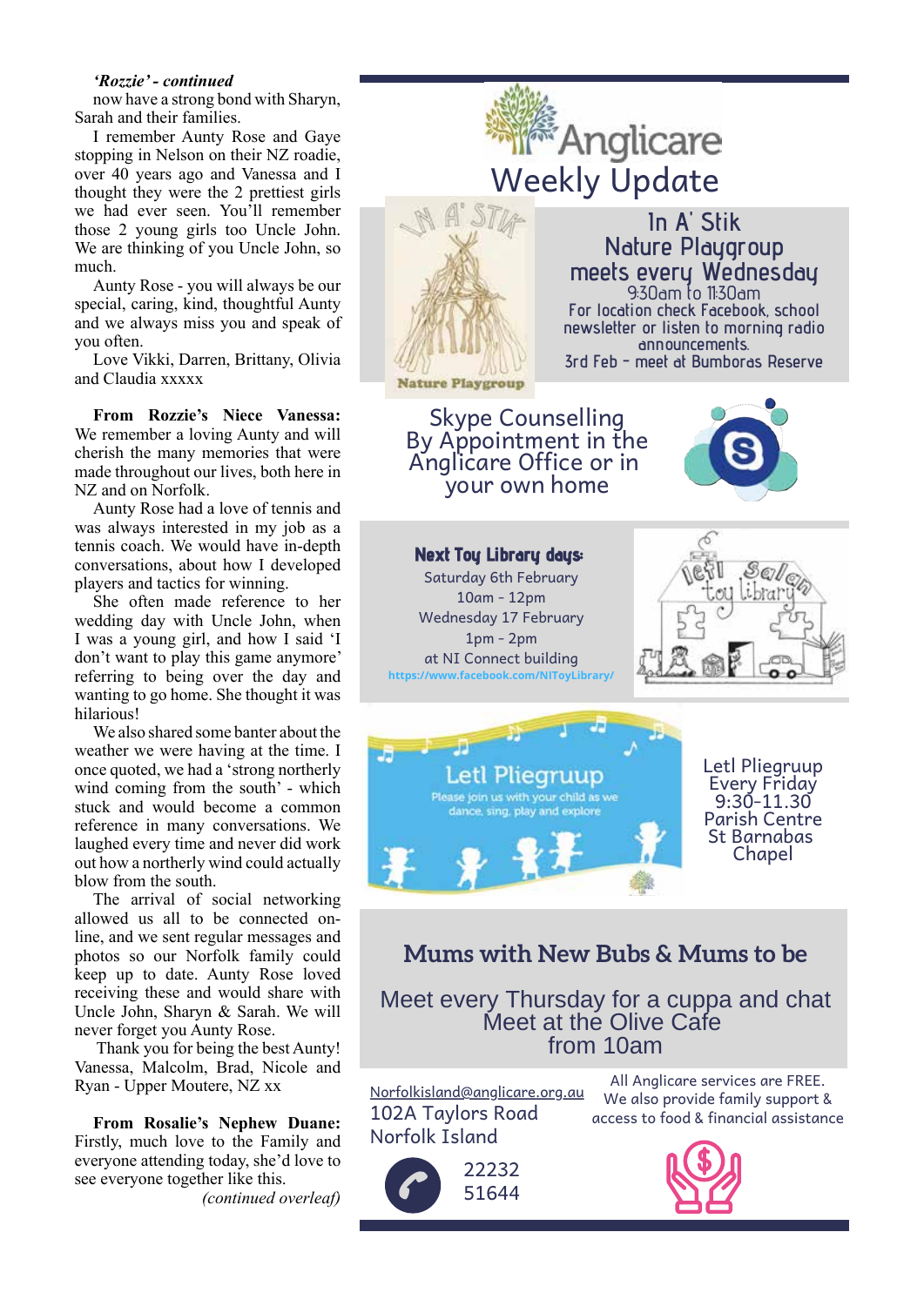***'Rozzie' - continued***

now have a strong bond with Sharyn, Sarah and their families.

I remember Aunty Rose and Gaye stopping in Nelson on their NZ roadie, over 40 years ago and Vanessa and I thought they were the 2 prettiest girls we had ever seen. You'll remember those 2 young girls too Uncle John. We are thinking of you Uncle John, so much.

Aunty Rose - you will always be our special, caring, kind, thoughtful Aunty and we always miss you and speak of you often.

Love Vikki, Darren, Brittany, Olivia and Claudia xxxxx

**From Rozzie's Niece Vanessa:** We remember a loving Aunty and will cherish the many memories that were made throughout our lives, both here in NZ and on Norfolk.

Aunty Rose had a love of tennis and was always interested in my job as a tennis coach. We would have in-depth conversations, about how I developed players and tactics for winning.

She often made reference to her wedding day with Uncle John, when I was a young girl, and how I said 'I don't want to play this game anymore' referring to being over the day and wanting to go home. She thought it was hilarious!

We also shared some banter about the weather we were having at the time. I once quoted, we had a 'strong northerly wind coming from the south' - which stuck and would become a common reference in many conversations. We laughed every time and never did work out how a northerly wind could actually blow from the south.

The arrival of social networking allowed us all to be connected on-line, and we sent regular messages and photos so our Norfolk family could keep up to date. Aunty Rose loved receiving these and would share with Uncle John, Sharyn & Sarah. We will never forget you Aunty Rose.

Thank you for being the best Aunty! Vanessa, Malcolm, Brad, Nicole and Ryan - Upper Moutere, NZ xx

**From Rosalie's Nephew Duane:** Firstly, much love to the Family and everyone attending today, she'd love to see everyone together like this.

*(continued overleaf)*

# Anglicare Weekly Update

## In A' Stik Nature Playgroup meets every Wednesday

9:30am to 11:30am

For location check Facebook, school newsletter or listen to morning radio announcements.

3rd Feb - meet at Bumboras Reserve

## Skype Counselling

By Appointment in the Anglicare Office or in your own home

## Next Toy Library days:

Saturday 6th February
10am - 12pm
Wednesday 17 February
1pm - 2pm
at NI Connect building
https://www.facebook.com/NIToyLibrary/

## Letl Pliegruup

Please join us with your child as we dance, sing, play and explore

Letl Pliegruup
Every Friday
9:30-11.30
Parish Centre
St Barnabas Chapel

## Mums with New Bubs & Mums to be

Meet every Thursday for a cuppa and chat
Meet at the Olive Cafe
from 10am

Norfolkisland@anglicare.org.au
102A Taylors Road
Norfolk Island

22232
51644

All Anglicare services are FREE. We also provide family support & access to food & financial assistance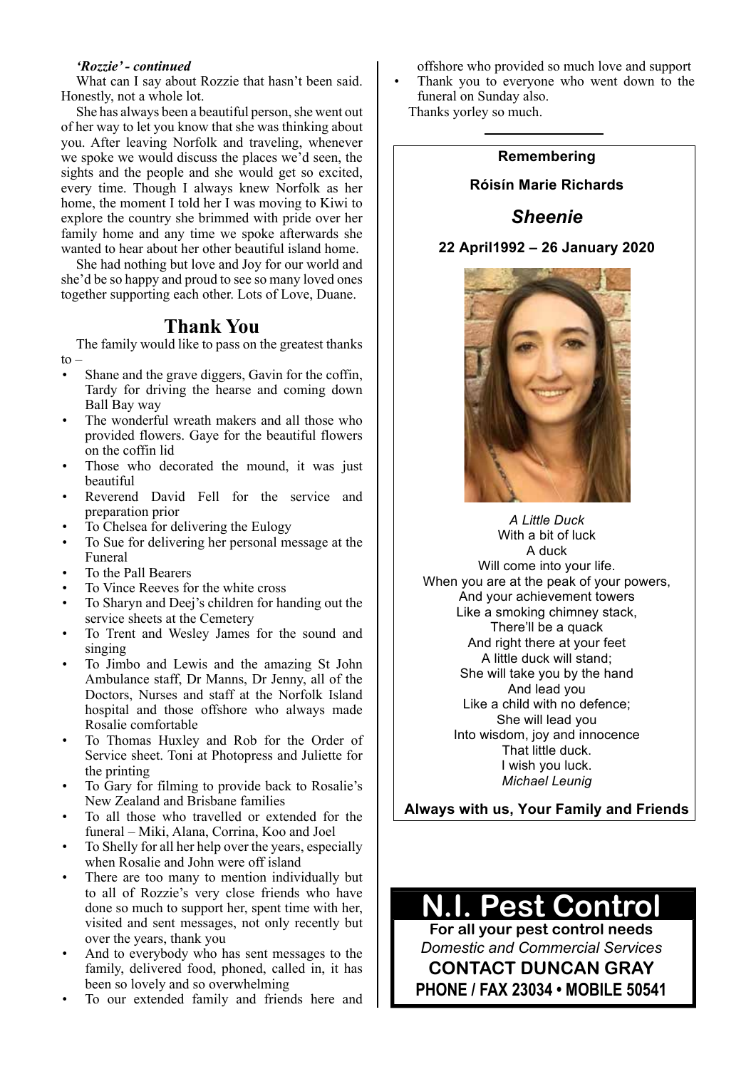***'Rozzie' - continued***

What can I say about Rozzie that hasn't been said. Honestly, not a whole lot.

She has always been a beautiful person, she went out of her way to let you know that she was thinking about you. After leaving Norfolk and traveling, whenever we spoke we would discuss the places we'd seen, the sights and the people and she would get so excited, every time. Though I always knew Norfolk as her home, the moment I told her I was moving to Kiwi to explore the country she brimmed with pride over her family home and any time we spoke afterwards she wanted to hear about her other beautiful island home.

She had nothing but love and Joy for our world and she'd be so happy and proud to see so many loved ones together supporting each other. Lots of Love, Duane.

## Thank You

The family would like to pass on the greatest thanks to –

- Shane and the grave diggers, Gavin for the coffin, Tardy for driving the hearse and coming down Ball Bay way
- The wonderful wreath makers and all those who provided flowers. Gaye for the beautiful flowers on the coffin lid
- Those who decorated the mound, it was just beautiful
- Reverend David Fell for the service and preparation prior
- To Chelsea for delivering the Eulogy
- To Sue for delivering her personal message at the Funeral
- To the Pall Bearers
- To Vince Reeves for the white cross
- To Sharyn and Deej's children for handing out the service sheets at the Cemetery
- To Trent and Wesley James for the sound and singing
- To Jimbo and Lewis and the amazing St John Ambulance staff, Dr Manns, Dr Jenny, all of the Doctors, Nurses and staff at the Norfolk Island hospital and those offshore who always made Rosalie comfortable
- To Thomas Huxley and Rob for the Order of Service sheet. Toni at Photopress and Juliette for the printing
- To Gary for filming to provide back to Rosalie's New Zealand and Brisbane families
- To all those who travelled or extended for the funeral – Miki, Alana, Corrina, Koo and Joel
- To Shelly for all her help over the years, especially when Rosalie and John were off island
- There are too many to mention individually but to all of Rozzie's very close friends who have done so much to support her, spent time with her, visited and sent messages, not only recently but over the years, thank you
- And to everybody who has sent messages to the family, delivered food, phoned, called in, it has been so lovely and so overwhelming
- To our extended family and friends here and offshore who provided so much love and support
- Thank you to everyone who went down to the funeral on Sunday also.

Thanks yorley so much.

---

**Remembering**

**Róisín Marie Richards**

***Sheenie***

**22 April1992 – 26 January 2020**

*A Little Duck*
With a bit of luck
A duck
Will come into your life.
When you are at the peak of your powers,
And your achievement towers
Like a smoking chimney stack,
There'll be a quack
And right there at your feet
A little duck will stand;
She will take you by the hand
And lead you
Like a child with no defence;
She will lead you
Into wisdom, joy and innocence
That little duck.
I wish you luck.
*Michael Leunig*

**Always with us, Your Family and Friends**

---

# N.I. Pest Control

**For all your pest control needs**

*Domestic and Commercial Services*

**CONTACT DUNCAN GRAY**

**PHONE / FAX 23034 • MOBILE 50541**